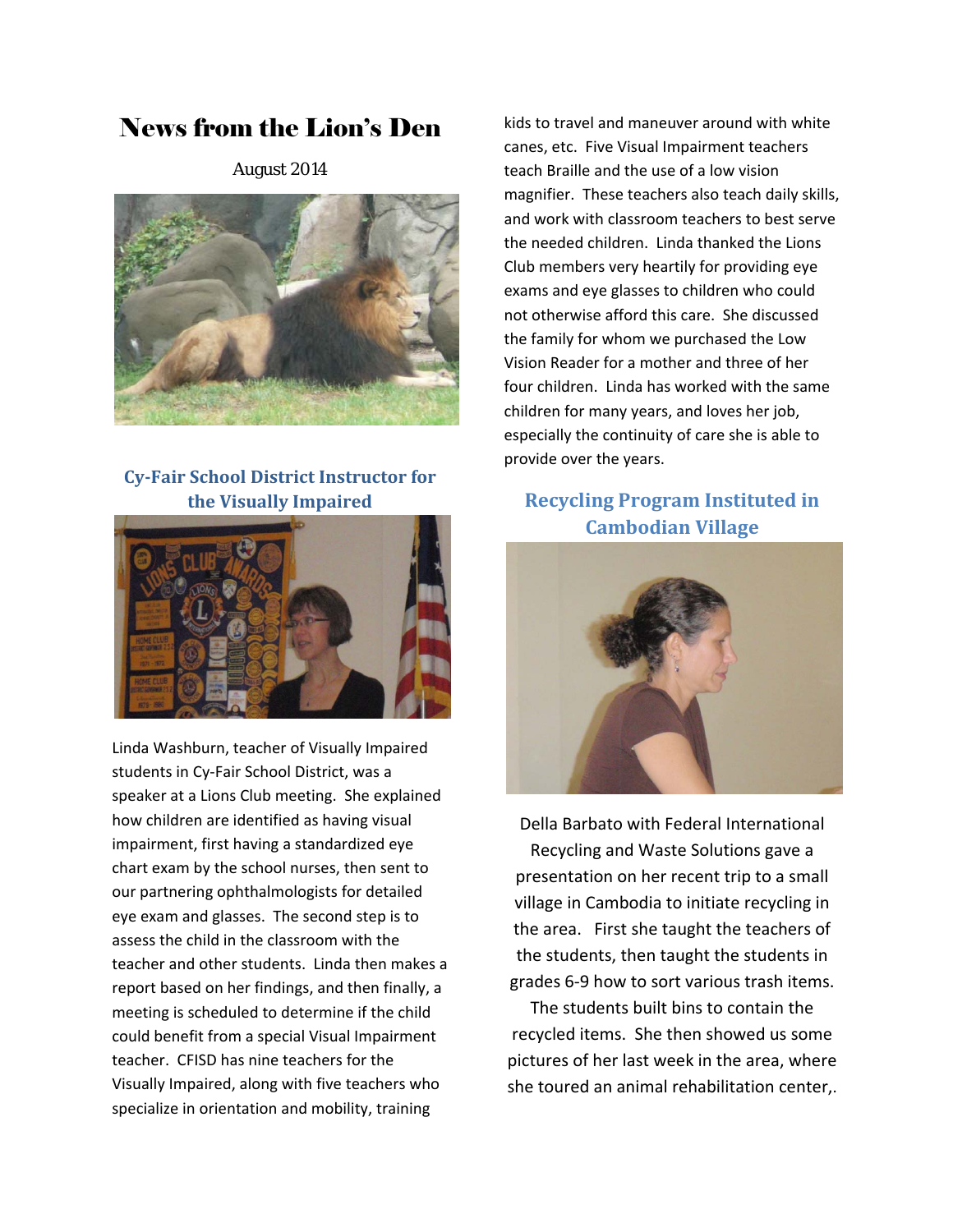# News from the Lion's Den

August 2014

## Cy-Fair School District Instructor for the Visually Impaired

Linda Washburn, teacher of Visually Impaired students in Cy-Fair School District, was a speaker at a Lions Club meeting. She explained how children are identified as having visual impairment, first having a standardized eye chart exam by the school nurses, then sent to our partnering ophthalmologists for detailed eye exam and glasses. The second step is to assess the child in the classroom with the teacher and other students. Linda then makes a report based on her findings, and then finally, a meeting is scheduled to determine if the child could benefit from a special Visual Impairment teacher. CFISD has nine teachers for the Visually Impaired, along with five teachers who specialize in orientation and mobility, training kids to travel and maneuver around with white canes, etc. Five Visual Impairment teachers teach Braille and the use of a low vision magnifier. These teachers also teach daily skills, and work with classroom teachers to best serve the needed children. Linda thanked the Lions Club members very heartily for providing eye exams and eye glasses to children who could not otherwise afford this care. She discussed the family for whom we purchased the Low Vision Reader for a mother and three of her four children. Linda has worked with the same children for many years, and loves her job, especially the continuity of care she is able to provide over the years.

## Recycling Program Instituted in Cambodian Village

Della Barbato with Federal International Recycling and Waste Solutions gave a presentation on her recent trip to a small village in Cambodia to initiate recycling in the area. First she taught the teachers of the students, then taught the students in grades 6-9 how to sort various trash items. The students built bins to contain the recycled items. She then showed us some pictures of her last week in the area, where she toured an animal rehabilitation center,.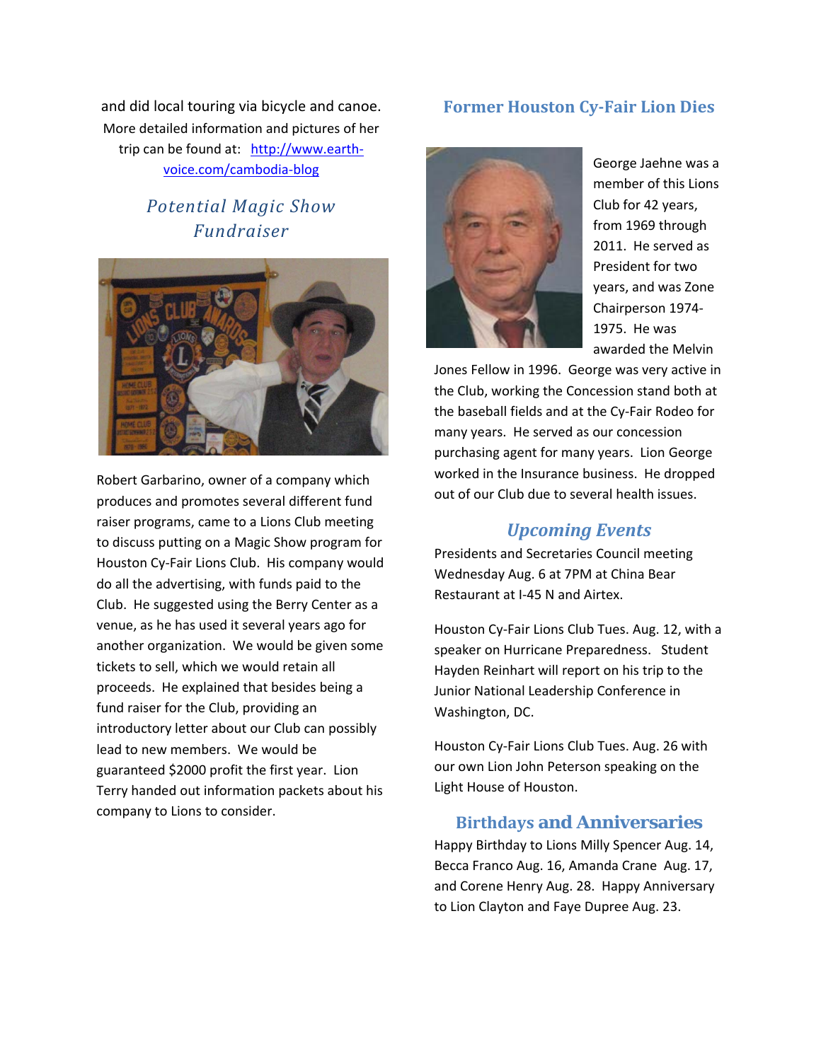and did local touring via bicycle and canoe. More detailed information and pictures of her trip can be found at: [http://www.earth-voice.com/cambodia-blog](http://www.earth-voice.com/cambodia-blog)

## *Potential Magic Show Fundraiser*

Robert Garbarino, owner of a company which produces and promotes several different fund raiser programs, came to a Lions Club meeting to discuss putting on a Magic Show program for Houston Cy-Fair Lions Club. His company would do all the advertising, with funds paid to the Club. He suggested using the Berry Center as a venue, as he has used it several years ago for another organization. We would be given some tickets to sell, which we would retain all proceeds. He explained that besides being a fund raiser for the Club, providing an introductory letter about our Club can possibly lead to new members. We would be guaranteed $2000 profit the first year. Lion Terry handed out information packets about his company to Lions to consider.

## Former Houston Cy-Fair Lion Dies

George Jaehne was a member of this Lions Club for 42 years, from 1969 through 2011. He served as President for two years, and was Zone Chairperson 1974-1975. He was awarded the Melvin Jones Fellow in 1996. George was very active in the Club, working the Concession stand both at the baseball fields and at the Cy-Fair Rodeo for many years. He served as our concession purchasing agent for many years. Lion George worked in the Insurance business. He dropped out of our Club due to several health issues.

## *Upcoming Events*

Presidents and Secretaries Council meeting Wednesday Aug. 6 at 7PM at China Bear Restaurant at I-45 N and Airtex.

Houston Cy-Fair Lions Club Tues. Aug. 12, with a speaker on Hurricane Preparedness. Student Hayden Reinhart will report on his trip to the Junior National Leadership Conference in Washington, DC.

Houston Cy-Fair Lions Club Tues. Aug. 26 with our own Lion John Peterson speaking on the Light House of Houston.

## Birthdays and Anniversaries

Happy Birthday to Lions Milly Spencer Aug. 14, Becca Franco Aug. 16, Amanda Crane Aug. 17, and Corene Henry Aug. 28. Happy Anniversary to Lion Clayton and Faye Dupree Aug. 23.